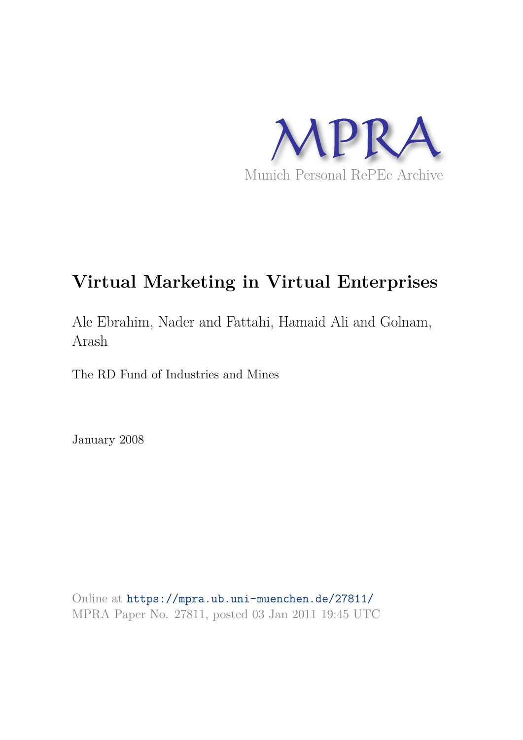MPRA

Munich Personal RePEc Archive

# Virtual Marketing in Virtual Enterprises

Ale Ebrahim, Nader and Fattahi, Hamaid Ali and Golnam, Arash

The RD Fund of Industries and Mines

January 2008

Online at https://mpra.ub.uni-muenchen.de/27811/
MPRA Paper No. 27811, posted 03 Jan 2011 19:45 UTC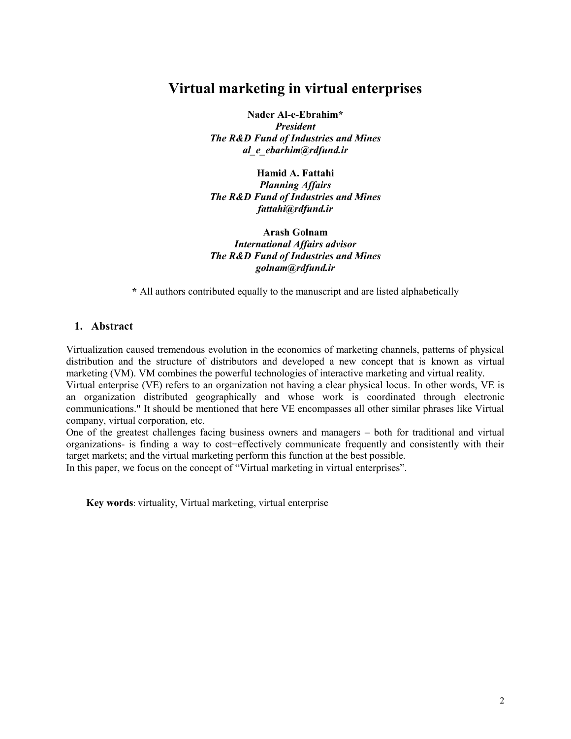# Virtual marketing in virtual enterprises

**Nader Al-e-Ebrahim***
***President***
***The R&D Fund of Industries and Mines***
***al_e_ebarhim@rdfund.ir***

**Hamid A. Fattahi**
***Planning Affairs***
***The R&D Fund of Industries and Mines***
***fattahi@rdfund.ir***

**Arash Golnam**
***International Affairs advisor***
***The R&D Fund of Industries and Mines***
***golnam@rdfund.ir***

**\*** All authors contributed equally to the manuscript and are listed alphabetically

## 1. Abstract

Virtualization caused tremendous evolution in the economics of marketing channels, patterns of physical distribution and the structure of distributors and developed a new concept that is known as virtual marketing (VM). VM combines the powerful technologies of interactive marketing and virtual reality.

Virtual enterprise (VE) refers to an organization not having a clear physical locus. In other words, VE is an organization distributed geographically and whose work is coordinated through electronic communications." It should be mentioned that here VE encompasses all other similar phrases like Virtual company, virtual corporation, etc.

One of the greatest challenges facing business owners and managers – both for traditional and virtual organizations- is finding a way to cost−effectively communicate frequently and consistently with their target markets; and the virtual marketing perform this function at the best possible.

In this paper, we focus on the concept of "Virtual marketing in virtual enterprises".

**Key words**: virtuality, Virtual marketing, virtual enterprise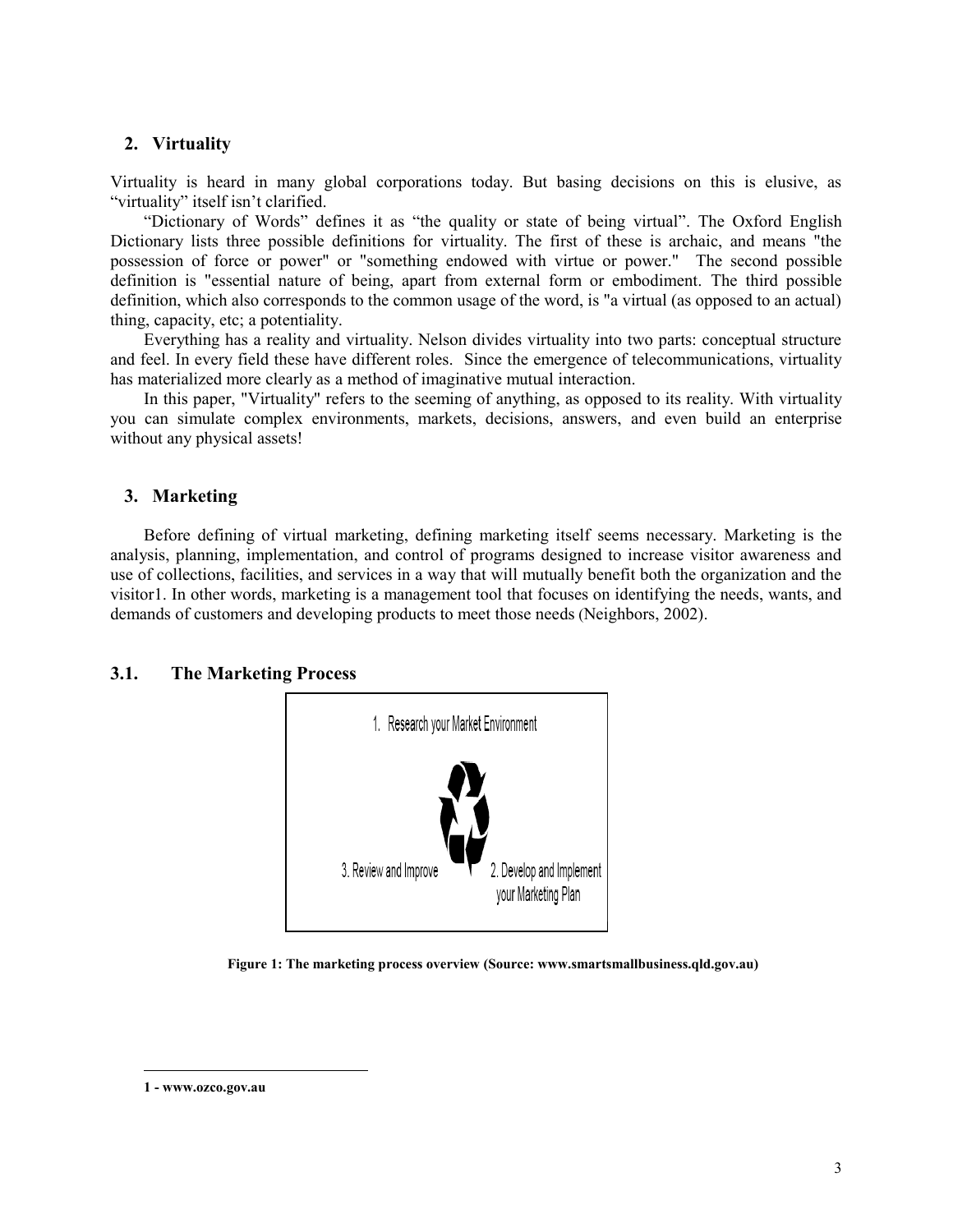## 2. Virtuality

Virtuality is heard in many global corporations today. But basing decisions on this is elusive, as "virtuality" itself isn't clarified.

"Dictionary of Words" defines it as "the quality or state of being virtual". The Oxford English Dictionary lists three possible definitions for virtuality. The first of these is archaic, and means "the possession of force or power" or "something endowed with virtue or power." The second possible definition is "essential nature of being, apart from external form or embodiment. The third possible definition, which also corresponds to the common usage of the word, is "a virtual (as opposed to an actual) thing, capacity, etc; a potentiality.

Everything has a reality and virtuality. Nelson divides virtuality into two parts: conceptual structure and feel. In every field these have different roles. Since the emergence of telecommunications, virtuality has materialized more clearly as a method of imaginative mutual interaction.

In this paper, "Virtuality" refers to the seeming of anything, as opposed to its reality. With virtuality you can simulate complex environments, markets, decisions, answers, and even build an enterprise without any physical assets!

## 3. Marketing

Before defining of virtual marketing, defining marketing itself seems necessary. Marketing is the analysis, planning, implementation, and control of programs designed to increase visitor awareness and use of collections, facilities, and services in a way that will mutually benefit both the organization and the visitor[1]. In other words, marketing is a management tool that focuses on identifying the needs, wants, and demands of customers and developing products to meet those needs (Neighbors, 2002).

### 3.1. The Marketing Process

1. Research your Market Environment

2. Develop and Implement your Marketing Plan

3. Review and Improve

**Figure 1: The marketing process overview (Source: www.smartsmallbusiness.qld.gov.au)**

---

**1 - www.ozco.gov.au**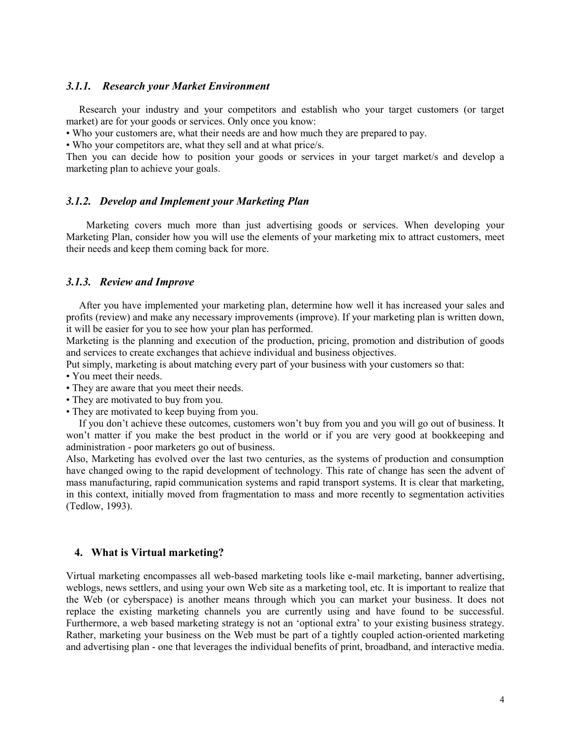### *3.1.1. Research your Market Environment*

Research your industry and your competitors and establish who your target customers (or target market) are for your goods or services. Only once you know:

• Who your customers are, what their needs are and how much they are prepared to pay.

• Who your competitors are, what they sell and at what price/s.

Then you can decide how to position your goods or services in your target market/s and develop a marketing plan to achieve your goals.

### *3.1.2. Develop and Implement your Marketing Plan*

Marketing covers much more than just advertising goods or services. When developing your Marketing Plan, consider how you will use the elements of your marketing mix to attract customers, meet their needs and keep them coming back for more.

### *3.1.3. Review and Improve*

After you have implemented your marketing plan, determine how well it has increased your sales and profits (review) and make any necessary improvements (improve). If your marketing plan is written down, it will be easier for you to see how your plan has performed.

Marketing is the planning and execution of the production, pricing, promotion and distribution of goods and services to create exchanges that achieve individual and business objectives.

Put simply, marketing is about matching every part of your business with your customers so that:

• You meet their needs.

• They are aware that you meet their needs.

• They are motivated to buy from you.

• They are motivated to keep buying from you.

If you don't achieve these outcomes, customers won't buy from you and you will go out of business. It won't matter if you make the best product in the world or if you are very good at bookkeeping and administration - poor marketers go out of business.

Also, Marketing has evolved over the last two centuries, as the systems of production and consumption have changed owing to the rapid development of technology. This rate of change has seen the advent of mass manufacturing, rapid communication systems and rapid transport systems. It is clear that marketing, in this context, initially moved from fragmentation to mass and more recently to segmentation activities (Tedlow, 1993).

## 4. What is Virtual marketing?

Virtual marketing encompasses all web-based marketing tools like e-mail marketing, banner advertising, weblogs, news settlers, and using your own Web site as a marketing tool, etc. It is important to realize that the Web (or cyberspace) is another means through which you can market your business. It does not replace the existing marketing channels you are currently using and have found to be successful. Furthermore, a web based marketing strategy is not an 'optional extra' to your existing business strategy. Rather, marketing your business on the Web must be part of a tightly coupled action-oriented marketing and advertising plan - one that leverages the individual benefits of print, broadband, and interactive media.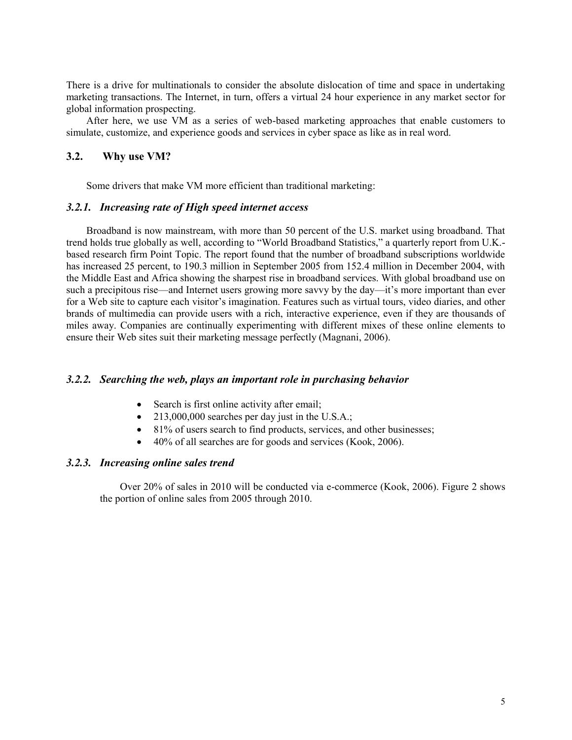There is a drive for multinationals to consider the absolute dislocation of time and space in undertaking marketing transactions. The Internet, in turn, offers a virtual 24 hour experience in any market sector for global information prospecting.

After here, we use VM as a series of web-based marketing approaches that enable customers to simulate, customize, and experience goods and services in cyber space as like as in real word.

## 3.2. Why use VM?

Some drivers that make VM more efficient than traditional marketing:

### *3.2.1. Increasing rate of High speed internet access*

Broadband is now mainstream, with more than 50 percent of the U.S. market using broadband. That trend holds true globally as well, according to "World Broadband Statistics," a quarterly report from U.K.-based research firm Point Topic. The report found that the number of broadband subscriptions worldwide has increased 25 percent, to 190.3 million in September 2005 from 152.4 million in December 2004, with the Middle East and Africa showing the sharpest rise in broadband services. With global broadband use on such a precipitous rise—and Internet users growing more savvy by the day—it's more important than ever for a Web site to capture each visitor's imagination. Features such as virtual tours, video diaries, and other brands of multimedia can provide users with a rich, interactive experience, even if they are thousands of miles away. Companies are continually experimenting with different mixes of these online elements to ensure their Web sites suit their marketing message perfectly (Magnani, 2006).

### *3.2.2. Searching the web, plays an important role in purchasing behavior*

- Search is first online activity after email;
- 213,000,000 searches per day just in the U.S.A.;
- 81% of users search to find products, services, and other businesses;
- 40% of all searches are for goods and services (Kook, 2006).

### *3.2.3. Increasing online sales trend*

Over 20% of sales in 2010 will be conducted via e-commerce (Kook, 2006). Figure 2 shows the portion of online sales from 2005 through 2010.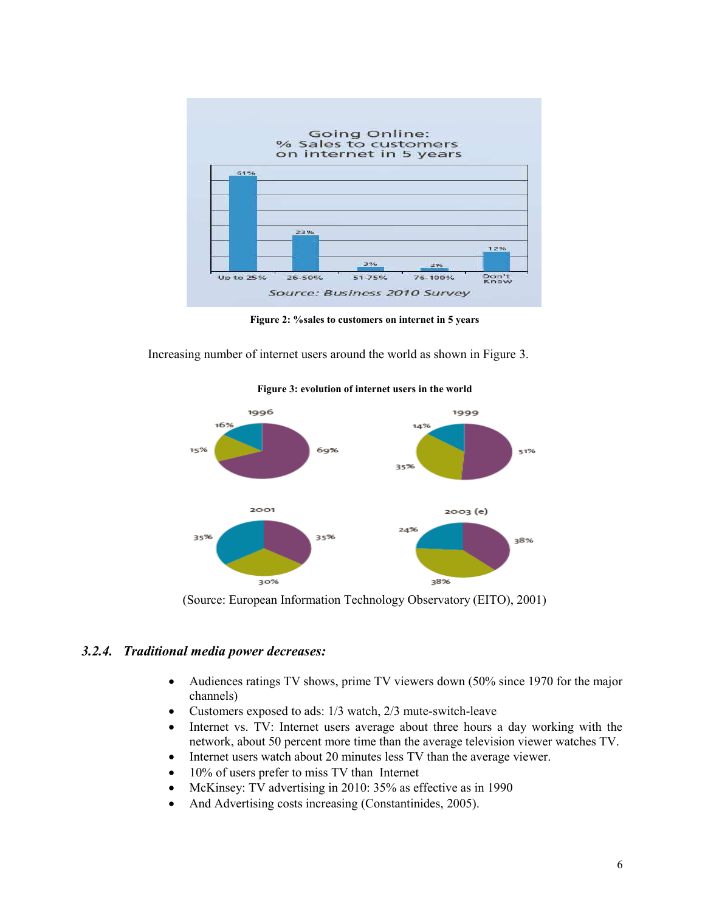**Figure 2: %sales to customers on internet in 5 years**

Increasing number of internet users around the world as shown in Figure 3.

**Figure 3: evolution of internet users in the world**

(Source: European Information Technology Observatory (EITO), 2001)

### *3.2.4. Traditional media power decreases:*

- Audiences ratings TV shows, prime TV viewers down (50% since 1970 for the major channels)
- Customers exposed to ads: 1/3 watch, 2/3 mute-switch-leave
- Internet vs. TV: Internet users average about three hours a day working with the network, about 50 percent more time than the average television viewer watches TV.
- Internet users watch about 20 minutes less TV than the average viewer.
- 10% of users prefer to miss TV than Internet
- McKinsey: TV advertising in 2010: 35% as effective as in 1990
- And Advertising costs increasing (Constantinides, 2005).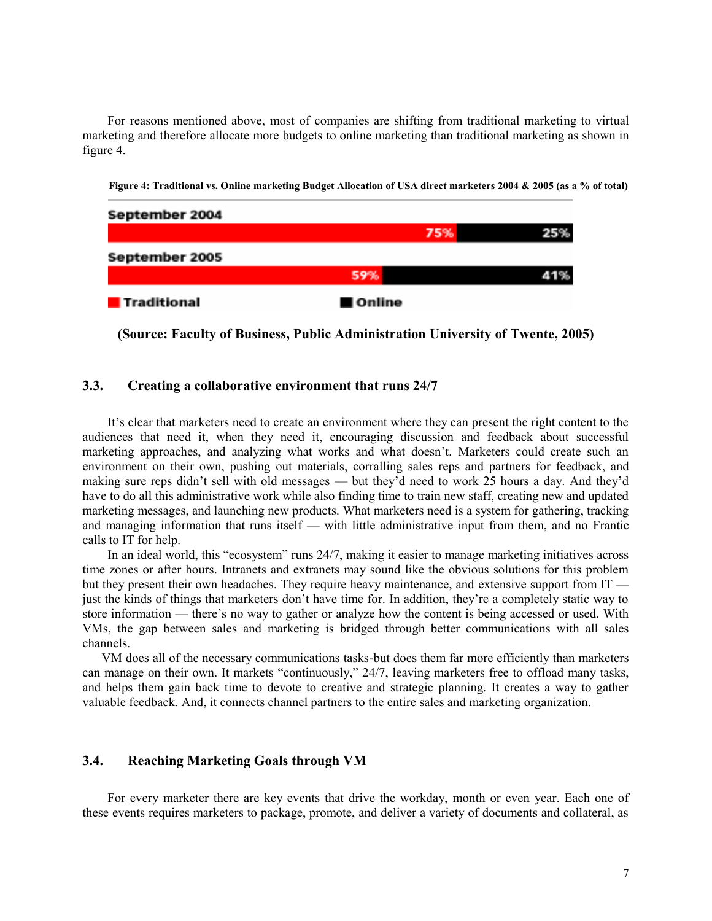For reasons mentioned above, most of companies are shifting from traditional marketing to virtual marketing and therefore allocate more budgets to online marketing than traditional marketing as shown in figure 4.

**Figure 4: Traditional vs. Online marketing Budget Allocation of USA direct marketers 2004 & 2005 (as a % of total)**

| | Traditional | Online |
|---|---|---|
| September 2004 | 75% | 25% |
| September 2005 | 59% | 41% |

**(Source: Faculty of Business, Public Administration University of Twente, 2005)**

### 3.3. Creating a collaborative environment that runs 24/7

It's clear that marketers need to create an environment where they can present the right content to the audiences that need it, when they need it, encouraging discussion and feedback about successful marketing approaches, and analyzing what works and what doesn't. Marketers could create such an environment on their own, pushing out materials, corralling sales reps and partners for feedback, and making sure reps didn't sell with old messages — but they'd need to work 25 hours a day. And they'd have to do all this administrative work while also finding time to train new staff, creating new and updated marketing messages, and launching new products. What marketers need is a system for gathering, tracking and managing information that runs itself — with little administrative input from them, and no Frantic calls to IT for help.

In an ideal world, this "ecosystem" runs 24/7, making it easier to manage marketing initiatives across time zones or after hours. Intranets and extranets may sound like the obvious solutions for this problem but they present their own headaches. They require heavy maintenance, and extensive support from IT — just the kinds of things that marketers don't have time for. In addition, they're a completely static way to store information — there's no way to gather or analyze how the content is being accessed or used. With VMs, the gap between sales and marketing is bridged through better communications with all sales channels.

VM does all of the necessary communications tasks-but does them far more efficiently than marketers can manage on their own. It markets "continuously," 24/7, leaving marketers free to offload many tasks, and helps them gain back time to devote to creative and strategic planning. It creates a way to gather valuable feedback. And, it connects channel partners to the entire sales and marketing organization.

### 3.4. Reaching Marketing Goals through VM

For every marketer there are key events that drive the workday, month or even year. Each one of these events requires marketers to package, promote, and deliver a variety of documents and collateral, as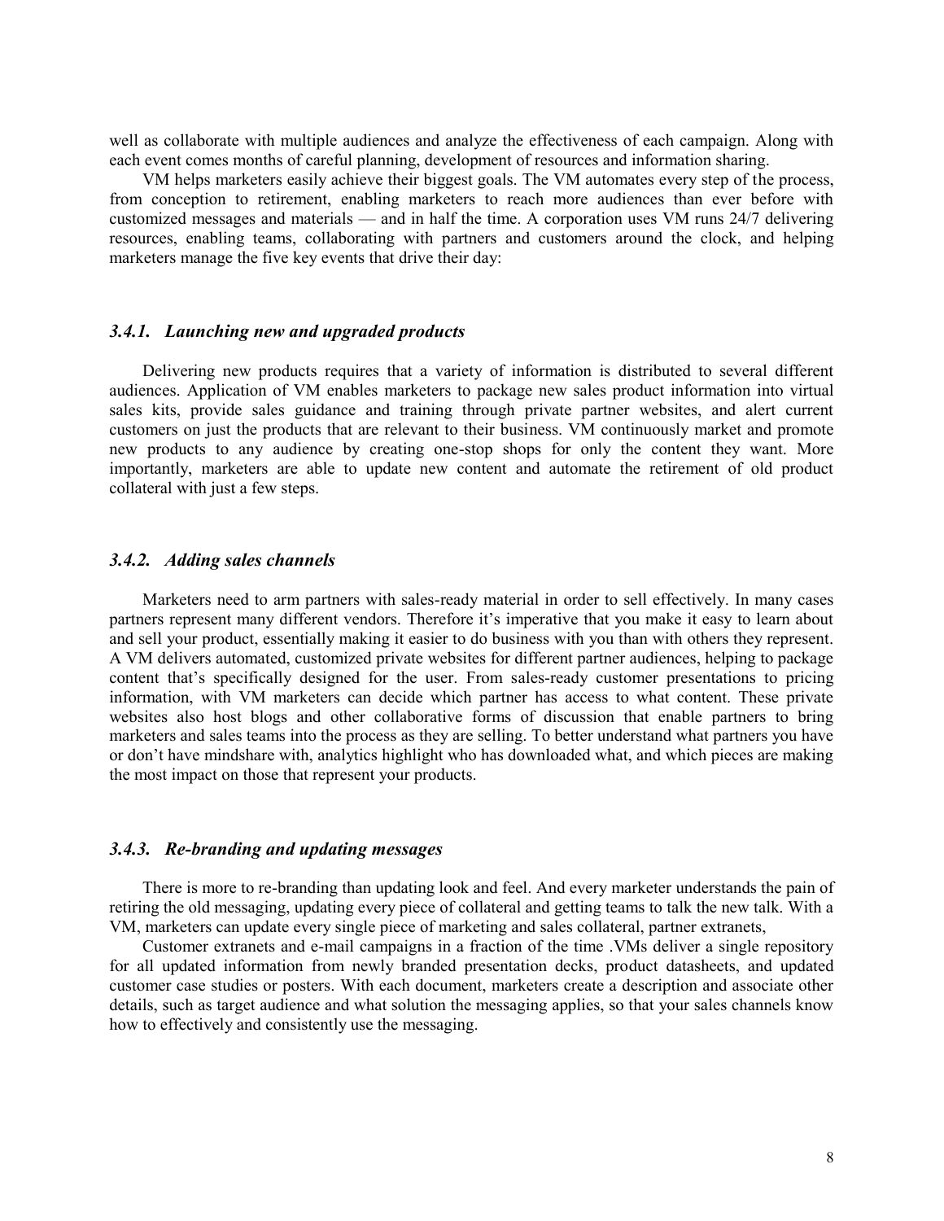well as collaborate with multiple audiences and analyze the effectiveness of each campaign. Along with each event comes months of careful planning, development of resources and information sharing.

VM helps marketers easily achieve their biggest goals. The VM automates every step of the process, from conception to retirement, enabling marketers to reach more audiences than ever before with customized messages and materials — and in half the time. A corporation uses VM runs 24/7 delivering resources, enabling teams, collaborating with partners and customers around the clock, and helping marketers manage the five key events that drive their day:

### *3.4.1. Launching new and upgraded products*

Delivering new products requires that a variety of information is distributed to several different audiences. Application of VM enables marketers to package new sales product information into virtual sales kits, provide sales guidance and training through private partner websites, and alert current customers on just the products that are relevant to their business. VM continuously market and promote new products to any audience by creating one-stop shops for only the content they want. More importantly, marketers are able to update new content and automate the retirement of old product collateral with just a few steps.

### *3.4.2. Adding sales channels*

Marketers need to arm partners with sales-ready material in order to sell effectively. In many cases partners represent many different vendors. Therefore it's imperative that you make it easy to learn about and sell your product, essentially making it easier to do business with you than with others they represent. A VM delivers automated, customized private websites for different partner audiences, helping to package content that's specifically designed for the user. From sales-ready customer presentations to pricing information, with VM marketers can decide which partner has access to what content. These private websites also host blogs and other collaborative forms of discussion that enable partners to bring marketers and sales teams into the process as they are selling. To better understand what partners you have or don't have mindshare with, analytics highlight who has downloaded what, and which pieces are making the most impact on those that represent your products.

### *3.4.3. Re-branding and updating messages*

There is more to re-branding than updating look and feel. And every marketer understands the pain of retiring the old messaging, updating every piece of collateral and getting teams to talk the new talk. With a VM, marketers can update every single piece of marketing and sales collateral, partner extranets,

Customer extranets and e-mail campaigns in a fraction of the time .VMs deliver a single repository for all updated information from newly branded presentation decks, product datasheets, and updated customer case studies or posters. With each document, marketers create a description and associate other details, such as target audience and what solution the messaging applies, so that your sales channels know how to effectively and consistently use the messaging.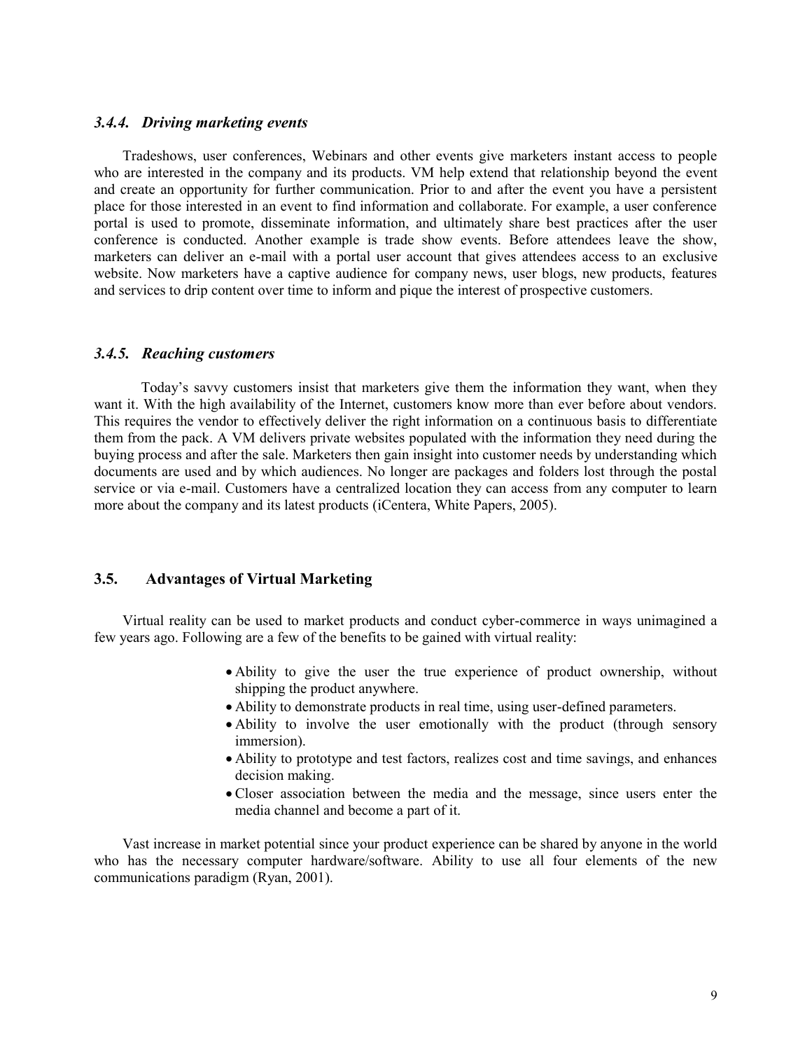### *3.4.4. Driving marketing events*

Tradeshows, user conferences, Webinars and other events give marketers instant access to people who are interested in the company and its products. VM help extend that relationship beyond the event and create an opportunity for further communication. Prior to and after the event you have a persistent place for those interested in an event to find information and collaborate. For example, a user conference portal is used to promote, disseminate information, and ultimately share best practices after the user conference is conducted. Another example is trade show events. Before attendees leave the show, marketers can deliver an e-mail with a portal user account that gives attendees access to an exclusive website. Now marketers have a captive audience for company news, user blogs, new products, features and services to drip content over time to inform and pique the interest of prospective customers.

### *3.4.5. Reaching customers*

Today's savvy customers insist that marketers give them the information they want, when they want it. With the high availability of the Internet, customers know more than ever before about vendors. This requires the vendor to effectively deliver the right information on a continuous basis to differentiate them from the pack. A VM delivers private websites populated with the information they need during the buying process and after the sale. Marketers then gain insight into customer needs by understanding which documents are used and by which audiences. No longer are packages and folders lost through the postal service or via e-mail. Customers have a centralized location they can access from any computer to learn more about the company and its latest products (iCentera, White Papers, 2005).

## 3.5. Advantages of Virtual Marketing

Virtual reality can be used to market products and conduct cyber-commerce in ways unimagined a few years ago. Following are a few of the benefits to be gained with virtual reality:

- Ability to give the user the true experience of product ownership, without shipping the product anywhere.
- Ability to demonstrate products in real time, using user-defined parameters.
- Ability to involve the user emotionally with the product (through sensory immersion).
- Ability to prototype and test factors, realizes cost and time savings, and enhances decision making.
- Closer association between the media and the message, since users enter the media channel and become a part of it.

Vast increase in market potential since your product experience can be shared by anyone in the world who has the necessary computer hardware/software. Ability to use all four elements of the new communications paradigm (Ryan, 2001).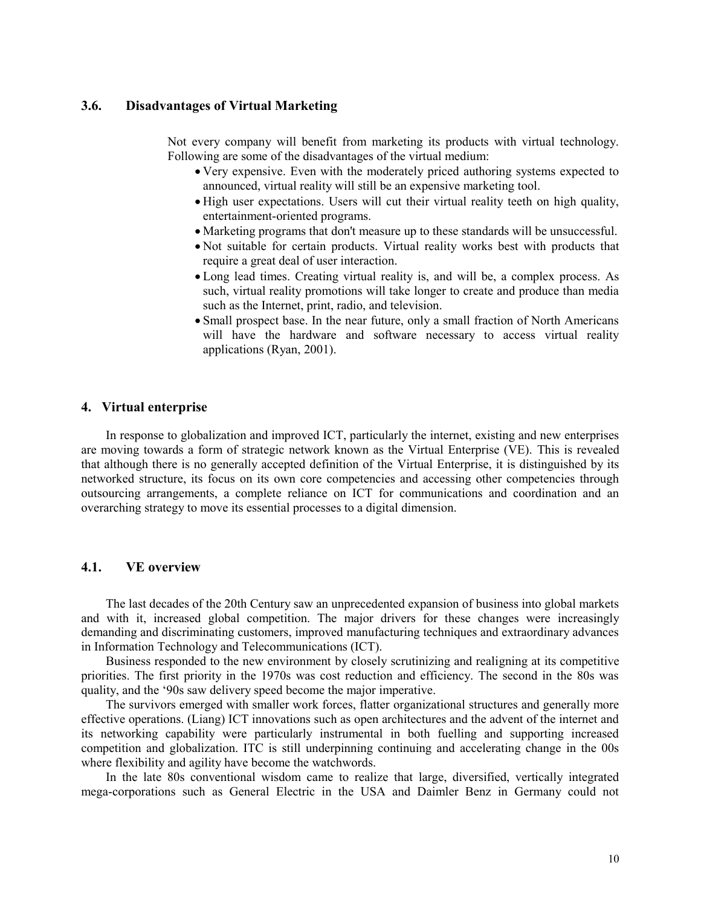### 3.6. Disadvantages of Virtual Marketing

Not every company will benefit from marketing its products with virtual technology. Following are some of the disadvantages of the virtual medium:

- Very expensive. Even with the moderately priced authoring systems expected to announced, virtual reality will still be an expensive marketing tool.
- High user expectations. Users will cut their virtual reality teeth on high quality, entertainment-oriented programs.
- Marketing programs that don't measure up to these standards will be unsuccessful.
- Not suitable for certain products. Virtual reality works best with products that require a great deal of user interaction.
- Long lead times. Creating virtual reality is, and will be, a complex process. As such, virtual reality promotions will take longer to create and produce than media such as the Internet, print, radio, and television.
- Small prospect base. In the near future, only a small fraction of North Americans will have the hardware and software necessary to access virtual reality applications (Ryan, 2001).

## 4. Virtual enterprise

In response to globalization and improved ICT, particularly the internet, existing and new enterprises are moving towards a form of strategic network known as the Virtual Enterprise (VE). This is revealed that although there is no generally accepted definition of the Virtual Enterprise, it is distinguished by its networked structure, its focus on its own core competencies and accessing other competencies through outsourcing arrangements, a complete reliance on ICT for communications and coordination and an overarching strategy to move its essential processes to a digital dimension.

### 4.1. VE overview

The last decades of the 20th Century saw an unprecedented expansion of business into global markets and with it, increased global competition. The major drivers for these changes were increasingly demanding and discriminating customers, improved manufacturing techniques and extraordinary advances in Information Technology and Telecommunications (ICT).

Business responded to the new environment by closely scrutinizing and realigning at its competitive priorities. The first priority in the 1970s was cost reduction and efficiency. The second in the 80s was quality, and the '90s saw delivery speed become the major imperative.

The survivors emerged with smaller work forces, flatter organizational structures and generally more effective operations. (Liang) ICT innovations such as open architectures and the advent of the internet and its networking capability were particularly instrumental in both fuelling and supporting increased competition and globalization. ITC is still underpinning continuing and accelerating change in the 00s where flexibility and agility have become the watchwords.

In the late 80s conventional wisdom came to realize that large, diversified, vertically integrated mega-corporations such as General Electric in the USA and Daimler Benz in Germany could not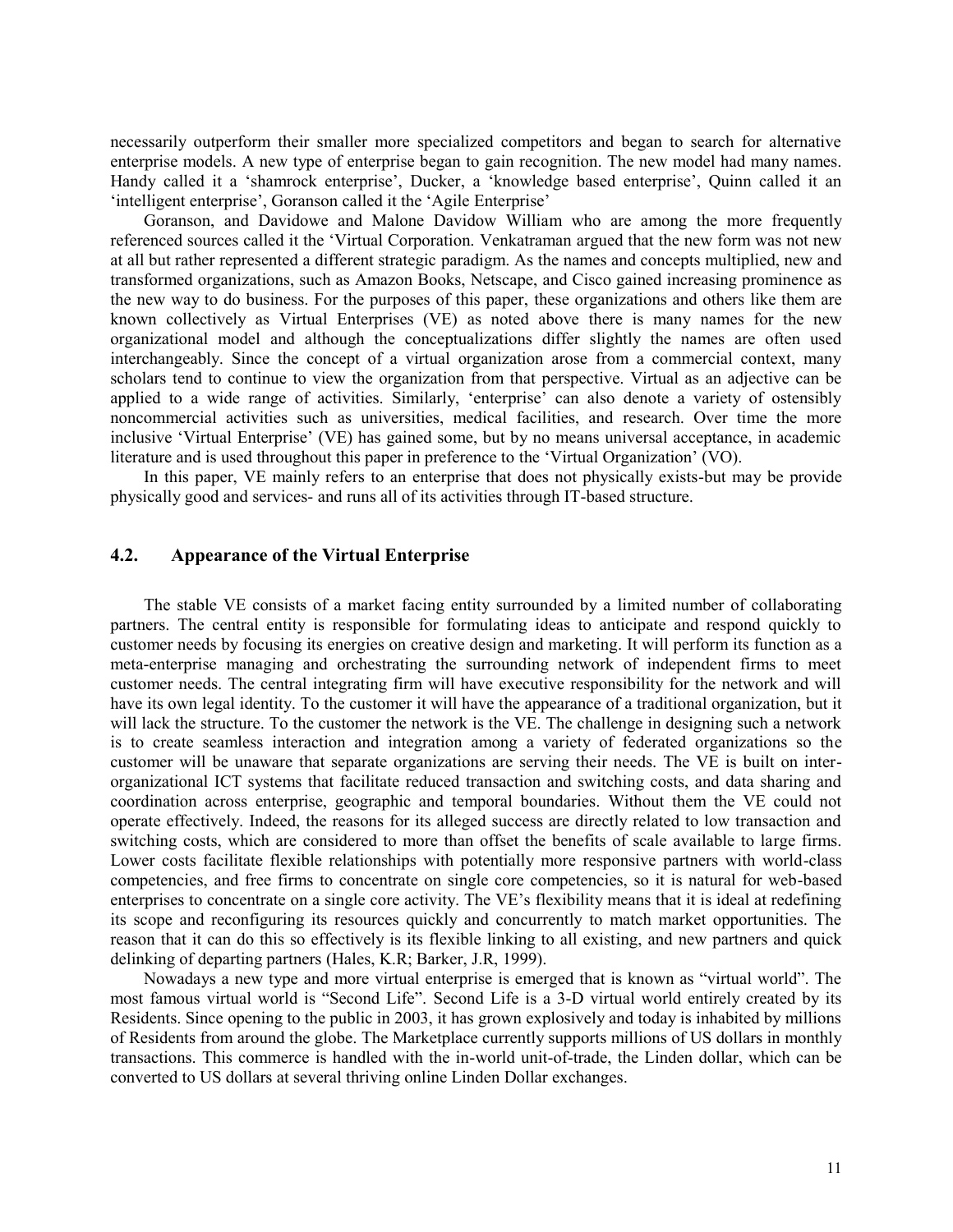necessarily outperform their smaller more specialized competitors and began to search for alternative enterprise models. A new type of enterprise began to gain recognition. The new model had many names. Handy called it a 'shamrock enterprise', Ducker, a 'knowledge based enterprise', Quinn called it an 'intelligent enterprise', Goranson called it the 'Agile Enterprise'

Goranson, and Davidowe and Malone Davidow William who are among the more frequently referenced sources called it the 'Virtual Corporation. Venkatraman argued that the new form was not new at all but rather represented a different strategic paradigm. As the names and concepts multiplied, new and transformed organizations, such as Amazon Books, Netscape, and Cisco gained increasing prominence as the new way to do business. For the purposes of this paper, these organizations and others like them are known collectively as Virtual Enterprises (VE) as noted above there is many names for the new organizational model and although the conceptualizations differ slightly the names are often used interchangeably. Since the concept of a virtual organization arose from a commercial context, many scholars tend to continue to view the organization from that perspective. Virtual as an adjective can be applied to a wide range of activities. Similarly, 'enterprise' can also denote a variety of ostensibly noncommercial activities such as universities, medical facilities, and research. Over time the more inclusive 'Virtual Enterprise' (VE) has gained some, but by no means universal acceptance, in academic literature and is used throughout this paper in preference to the 'Virtual Organization' (VO).

In this paper, VE mainly refers to an enterprise that does not physically exists-but may be provide physically good and services- and runs all of its activities through IT-based structure.

## 4.2. Appearance of the Virtual Enterprise

The stable VE consists of a market facing entity surrounded by a limited number of collaborating partners. The central entity is responsible for formulating ideas to anticipate and respond quickly to customer needs by focusing its energies on creative design and marketing. It will perform its function as a meta-enterprise managing and orchestrating the surrounding network of independent firms to meet customer needs. The central integrating firm will have executive responsibility for the network and will have its own legal identity. To the customer it will have the appearance of a traditional organization, but it will lack the structure. To the customer the network is the VE. The challenge in designing such a network is to create seamless interaction and integration among a variety of federated organizations so the customer will be unaware that separate organizations are serving their needs. The VE is built on inter-organizational ICT systems that facilitate reduced transaction and switching costs, and data sharing and coordination across enterprise, geographic and temporal boundaries. Without them the VE could not operate effectively. Indeed, the reasons for its alleged success are directly related to low transaction and switching costs, which are considered to more than offset the benefits of scale available to large firms. Lower costs facilitate flexible relationships with potentially more responsive partners with world-class competencies, and free firms to concentrate on single core competencies, so it is natural for web-based enterprises to concentrate on a single core activity. The VE's flexibility means that it is ideal at redefining its scope and reconfiguring its resources quickly and concurrently to match market opportunities. The reason that it can do this so effectively is its flexible linking to all existing, and new partners and quick delinking of departing partners (Hales, K.R; Barker, J.R, 1999).

Nowadays a new type and more virtual enterprise is emerged that is known as "virtual world". The most famous virtual world is "Second Life". Second Life is a 3-D virtual world entirely created by its Residents. Since opening to the public in 2003, it has grown explosively and today is inhabited by millions of Residents from around the globe. The Marketplace currently supports millions of US dollars in monthly transactions. This commerce is handled with the in-world unit-of-trade, the Linden dollar, which can be converted to US dollars at several thriving online Linden Dollar exchanges.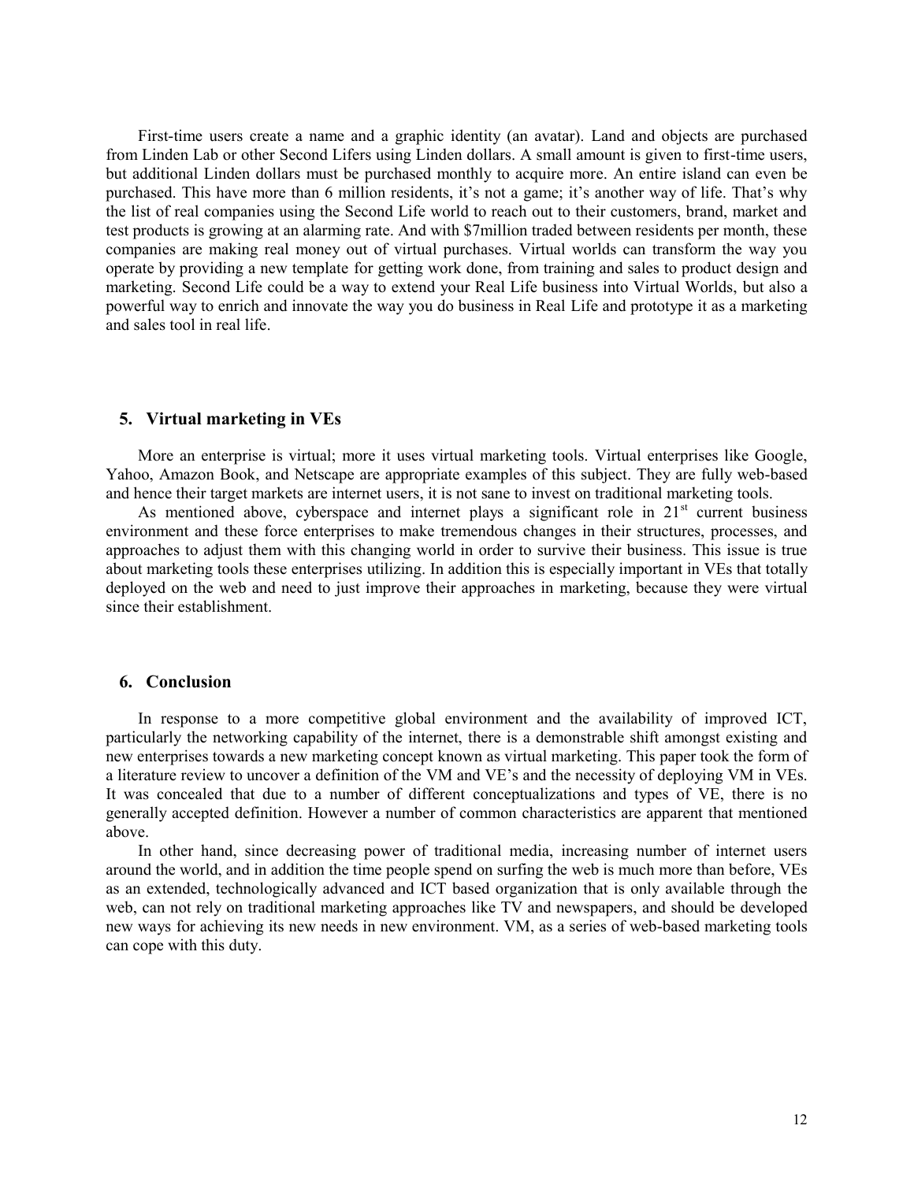First-time users create a name and a graphic identity (an avatar). Land and objects are purchased from Linden Lab or other Second Lifers using Linden dollars. A small amount is given to first-time users, but additional Linden dollars must be purchased monthly to acquire more. An entire island can even be purchased. This have more than 6 million residents, it's not a game; it's another way of life. That's why the list of real companies using the Second Life world to reach out to their customers, brand, market and test products is growing at an alarming rate. And with $7million traded between residents per month, these companies are making real money out of virtual purchases. Virtual worlds can transform the way you operate by providing a new template for getting work done, from training and sales to product design and marketing. Second Life could be a way to extend your Real Life business into Virtual Worlds, but also a powerful way to enrich and innovate the way you do business in Real Life and prototype it as a marketing and sales tool in real life.

## 5. Virtual marketing in VEs

More an enterprise is virtual; more it uses virtual marketing tools. Virtual enterprises like Google, Yahoo, Amazon Book, and Netscape are appropriate examples of this subject. They are fully web-based and hence their target markets are internet users, it is not sane to invest on traditional marketing tools.

As mentioned above, cyberspace and internet plays a significant role in 21st current business environment and these force enterprises to make tremendous changes in their structures, processes, and approaches to adjust them with this changing world in order to survive their business. This issue is true about marketing tools these enterprises utilizing. In addition this is especially important in VEs that totally deployed on the web and need to just improve their approaches in marketing, because they were virtual since their establishment.

## 6. Conclusion

In response to a more competitive global environment and the availability of improved ICT, particularly the networking capability of the internet, there is a demonstrable shift amongst existing and new enterprises towards a new marketing concept known as virtual marketing. This paper took the form of a literature review to uncover a definition of the VM and VE's and the necessity of deploying VM in VEs. It was concealed that due to a number of different conceptualizations and types of VE, there is no generally accepted definition. However a number of common characteristics are apparent that mentioned above.

In other hand, since decreasing power of traditional media, increasing number of internet users around the world, and in addition the time people spend on surfing the web is much more than before, VEs as an extended, technologically advanced and ICT based organization that is only available through the web, can not rely on traditional marketing approaches like TV and newspapers, and should be developed new ways for achieving its new needs in new environment. VM, as a series of web-based marketing tools can cope with this duty.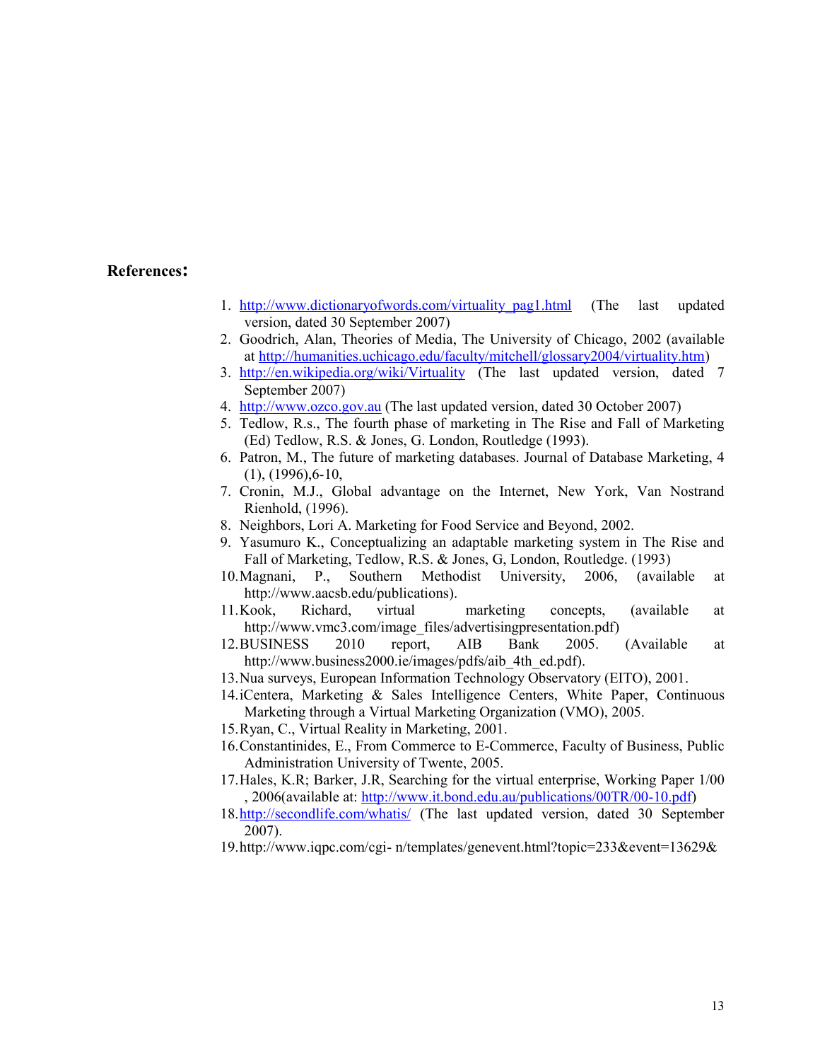**References:**

1. http://www.dictionaryofwords.com/virtuality_pag1.html (The last updated version, dated 30 September 2007)
2. Goodrich, Alan, Theories of Media, The University of Chicago, 2002 (available at http://humanities.uchicago.edu/faculty/mitchell/glossary2004/virtuality.htm)
3. http://en.wikipedia.org/wiki/Virtuality (The last updated version, dated 7 September 2007)
4. http://www.ozco.gov.au (The last updated version, dated 30 October 2007)
5. Tedlow, R.s., The fourth phase of marketing in The Rise and Fall of Marketing (Ed) Tedlow, R.S. & Jones, G. London, Routledge (1993).
6. Patron, M., The future of marketing databases. Journal of Database Marketing, 4 (1), (1996),6-10,
7. Cronin, M.J., Global advantage on the Internet, New York, Van Nostrand Rienhold, (1996).
8. Neighbors, Lori A. Marketing for Food Service and Beyond, 2002.
9. Yasumuro K., Conceptualizing an adaptable marketing system in The Rise and Fall of Marketing, Tedlow, R.S. & Jones, G, London, Routledge. (1993)
10. Magnani, P., Southern Methodist University, 2006, (available at http://www.aacsb.edu/publications).
11. Kook, Richard, virtual marketing concepts, (available at http://www.vmc3.com/image_files/advertisingpresentation.pdf)
12. BUSINESS 2010 report, AIB Bank 2005. (Available at http://www.business2000.ie/images/pdfs/aib_4th_ed.pdf).
13. Nua surveys, European Information Technology Observatory (EITO), 2001.
14. iCentera, Marketing & Sales Intelligence Centers, White Paper, Continuous Marketing through a Virtual Marketing Organization (VMO), 2005.
15. Ryan, C., Virtual Reality in Marketing, 2001.
16. Constantinides, E., From Commerce to E-Commerce, Faculty of Business, Public Administration University of Twente, 2005.
17. Hales, K.R; Barker, J.R, Searching for the virtual enterprise, Working Paper 1/00 , 2006(available at: http://www.it.bond.edu.au/publications/00TR/00-10.pdf)
18. http://secondlife.com/whatis/ (The last updated version, dated 30 September 2007).
19. http://www.iqpc.com/cgi- n/templates/genevent.html?topic=233&event=13629&